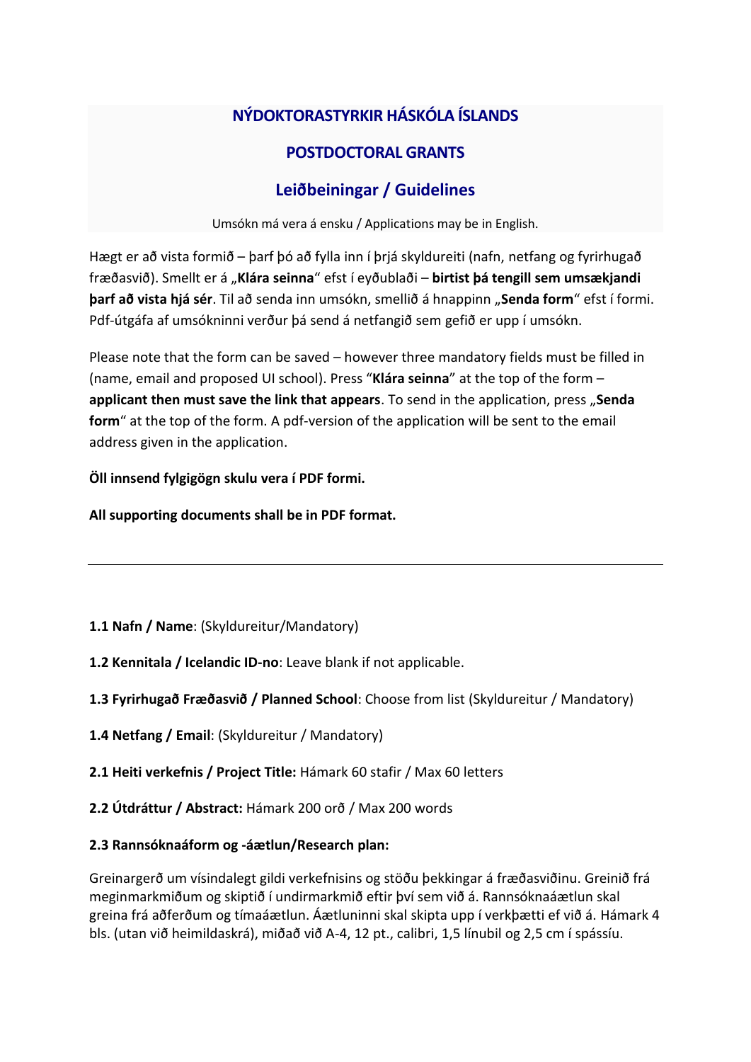## NÝDOKTORASTYRKIR HÁSKÓLA ÍSLANDS

## POSTDOCTORAL GRANTS

## Leiðbeiningar / Guidelines

Umsókn má vera á ensku / Applications may be in English.

Hægt er að vista formið – þarf þó að fylla inn í þrjá skyldureiti (nafn, netfang og fyrirhugað fræðasvið). Smellt er á „**Klára seinna**“ efst í eyðublaði – **birtist þá tengill sem umsækjandi þarf að vista hjá sér**. Til að senda inn umsókn, smellið á hnappinn „**Senda form**“ efst í formi. Pdf-útgáfa af umsókninni verður þá send á netfangið sem gefið er upp í umsókn.

Please note that the form can be saved – however three mandatory fields must be filled in (name, email and proposed UI school). Press “**Klára seinna**” at the top of the form – **applicant then must save the link that appears**. To send in the application, press „**Senda form**“ at the top of the form. A pdf-version of the application will be sent to the email address given in the application.

**Öll innsend fylgigögn skulu vera í PDF formi.**

**All supporting documents shall be in PDF format.**

---

**1.1 Nafn / Name**: (Skyldureitur/Mandatory)

**1.2 Kennitala / Icelandic ID-no**: Leave blank if not applicable.

**1.3 Fyrirhugað Fræðasvið / Planned School**: Choose from list (Skyldureitur / Mandatory)

**1.4 Netfang / Email**: (Skyldureitur / Mandatory)

**2.1 Heiti verkefnis / Project Title:** Hámark 60 stafir / Max 60 letters

**2.2 Útdráttur / Abstract:** Hámark 200 orð / Max 200 words

**2.3 Rannsóknaáform og -áætlun/Research plan:**

Greinargerð um vísindalegt gildi verkefnisins og stöðu þekkingar á fræðasviðinu. Greinið frá meginmarkmiðum og skiptið í undirmarkmið eftir því sem við á. Rannsóknaáætlun skal greina frá aðferðum og tímaáætlun. Áætluninni skal skipta upp í verkþætti ef við á. Hámark 4 bls. (utan við heimildaskrá), miðað við A-4, 12 pt., calibri, 1,5 línubil og 2,5 cm í spássíu.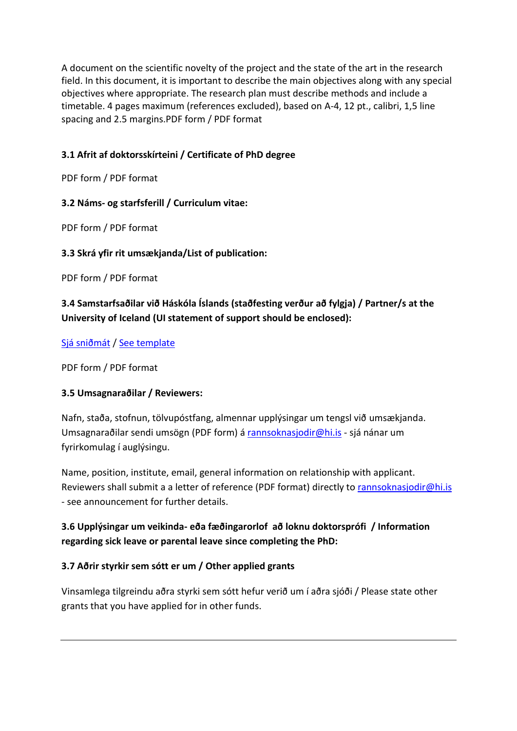A document on the scientific novelty of the project and the state of the art in the research field. In this document, it is important to describe the main objectives along with any special objectives where appropriate. The research plan must describe methods and include a timetable. 4 pages maximum (references excluded), based on A-4, 12 pt., calibri, 1,5 line spacing and 2.5 margins.PDF form / PDF format

**3.1 Afrit af doktorsskírteini / Certificate of PhD degree**

PDF form / PDF format

**3.2 Náms- og starfsferill / Curriculum vitae:**

PDF form / PDF format

**3.3 Skrá yfir rit umsækjanda/List of publication:**

PDF form / PDF format

**3.4 Samstarfsaðilar við Háskóla Íslands (staðfesting verður að fylgja) / Partner/s at the University of Iceland (UI statement of support should be enclosed):**

Sjá sniðmát / See template

PDF form / PDF format

**3.5 Umsagnaraðilar / Reviewers:**

Nafn, staða, stofnun, tölvupóstfang, almennar upplýsingar um tengsl við umsækjanda. Umsagnaraðilar sendi umsögn (PDF form) á rannsoknasjodir@hi.is - sjá nánar um fyrirkomulag í auglýsingu.

Name, position, institute, email, general information on relationship with applicant. Reviewers shall submit a a letter of reference (PDF format) directly to rannsoknasjodir@hi.is - see announcement for further details.

**3.6 Upplýsingar um veikinda- eða fæðingarorlof að loknu doktorsprófi / Information regarding sick leave or parental leave since completing the PhD:**

**3.7 Aðrir styrkir sem sótt er um / Other applied grants**

Vinsamlega tilgreindu aðra styrki sem sótt hefur verið um í aðra sjóði / Please state other grants that you have applied for in other funds.

---